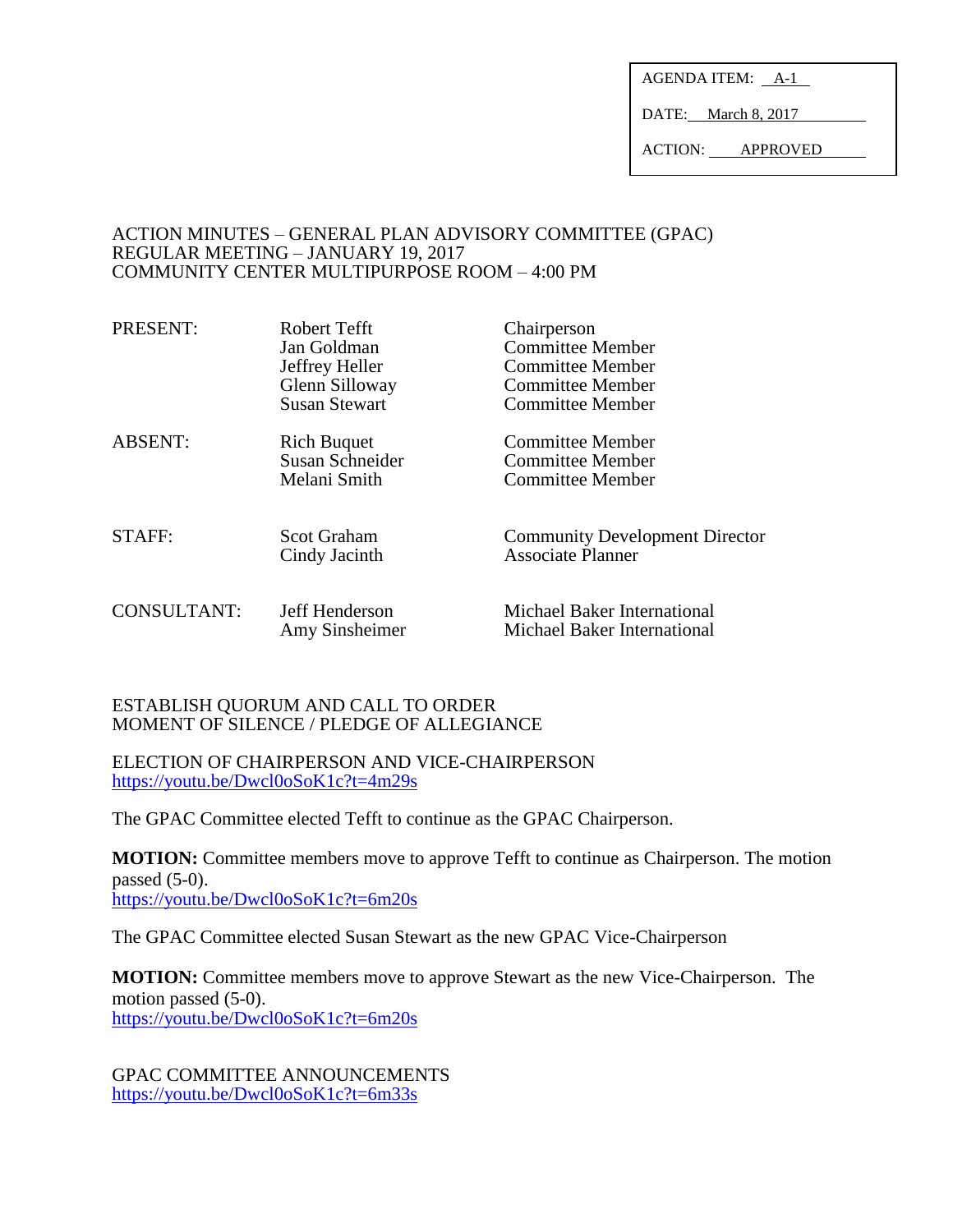AGENDA ITEM: A-1

DATE: March 8, 2017

ACTION: APPROVED

# ACTION MINUTES – GENERAL PLAN ADVISORY COMMITTEE (GPAC)
## REGULAR MEETING – JANUARY 19, 2017
## COMMUNITY CENTER MULTIPURPOSE ROOM – 4:00 PM

| | | |
|---|---|---|
| PRESENT: | Robert Tefft | Chairperson |
| | Jan Goldman | Committee Member |
| | Jeffrey Heller | Committee Member |
| | Glenn Silloway | Committee Member |
| | Susan Stewart | Committee Member |
| ABSENT: | Rich Buquet | Committee Member |
| | Susan Schneider | Committee Member |
| | Melani Smith | Committee Member |
| STAFF: | Scot Graham | Community Development Director |
| | Cindy Jacinth | Associate Planner |
| CONSULTANT: | Jeff Henderson | Michael Baker International |
| | Amy Sinsheimer | Michael Baker International |

ESTABLISH QUORUM AND CALL TO ORDER
MOMENT OF SILENCE / PLEDGE OF ALLEGIANCE

ELECTION OF CHAIRPERSON AND VICE-CHAIRPERSON
https://youtu.be/Dwcl0oSoK1c?t=4m29s

The GPAC Committee elected Tefft to continue as the GPAC Chairperson.

**MOTION:** Committee members move to approve Tefft to continue as Chairperson. The motion passed (5-0).
https://youtu.be/Dwcl0oSoK1c?t=6m20s

The GPAC Committee elected Susan Stewart as the new GPAC Vice-Chairperson

**MOTION:** Committee members move to approve Stewart as the new Vice-Chairperson. The motion passed (5-0).
https://youtu.be/Dwcl0oSoK1c?t=6m20s

GPAC COMMITTEE ANNOUNCEMENTS
https://youtu.be/Dwcl0oSoK1c?t=6m33s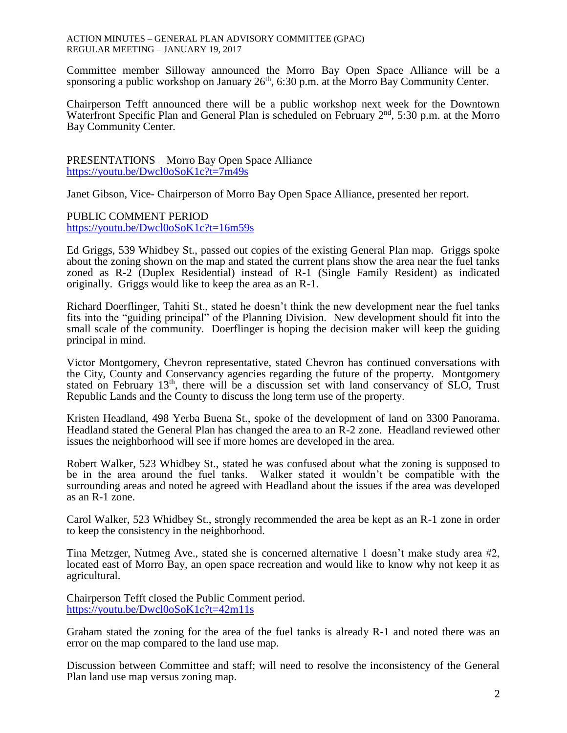Committee member Silloway announced the Morro Bay Open Space Alliance will be a sponsoring a public workshop on January 26th, 6:30 p.m. at the Morro Bay Community Center.

Chairperson Tefft announced there will be a public workshop next week for the Downtown Waterfront Specific Plan and General Plan is scheduled on February 2nd, 5:30 p.m. at the Morro Bay Community Center.

PRESENTATIONS – Morro Bay Open Space Alliance
https://youtu.be/Dwcl0oSoK1c?t=7m49s

Janet Gibson, Vice- Chairperson of Morro Bay Open Space Alliance, presented her report.

PUBLIC COMMENT PERIOD
https://youtu.be/Dwcl0oSoK1c?t=16m59s

Ed Griggs, 539 Whidbey St., passed out copies of the existing General Plan map. Griggs spoke about the zoning shown on the map and stated the current plans show the area near the fuel tanks zoned as R-2 (Duplex Residential) instead of R-1 (Single Family Resident) as indicated originally. Griggs would like to keep the area as an R-1.

Richard Doerflinger, Tahiti St., stated he doesn't think the new development near the fuel tanks fits into the "guiding principal" of the Planning Division. New development should fit into the small scale of the community. Doerflinger is hoping the decision maker will keep the guiding principal in mind.

Victor Montgomery, Chevron representative, stated Chevron has continued conversations with the City, County and Conservancy agencies regarding the future of the property. Montgomery stated on February 13th, there will be a discussion set with land conservancy of SLO, Trust Republic Lands and the County to discuss the long term use of the property.

Kristen Headland, 498 Yerba Buena St., spoke of the development of land on 3300 Panorama. Headland stated the General Plan has changed the area to an R-2 zone. Headland reviewed other issues the neighborhood will see if more homes are developed in the area.

Robert Walker, 523 Whidbey St., stated he was confused about what the zoning is supposed to be in the area around the fuel tanks. Walker stated it wouldn't be compatible with the surrounding areas and noted he agreed with Headland about the issues if the area was developed as an R-1 zone.

Carol Walker, 523 Whidbey St., strongly recommended the area be kept as an R-1 zone in order to keep the consistency in the neighborhood.

Tina Metzger, Nutmeg Ave., stated she is concerned alternative 1 doesn't make study area #2, located east of Morro Bay, an open space recreation and would like to know why not keep it as agricultural.

Chairperson Tefft closed the Public Comment period.
https://youtu.be/Dwcl0oSoK1c?t=42m11s

Graham stated the zoning for the area of the fuel tanks is already R-1 and noted there was an error on the map compared to the land use map.

Discussion between Committee and staff; will need to resolve the inconsistency of the General Plan land use map versus zoning map.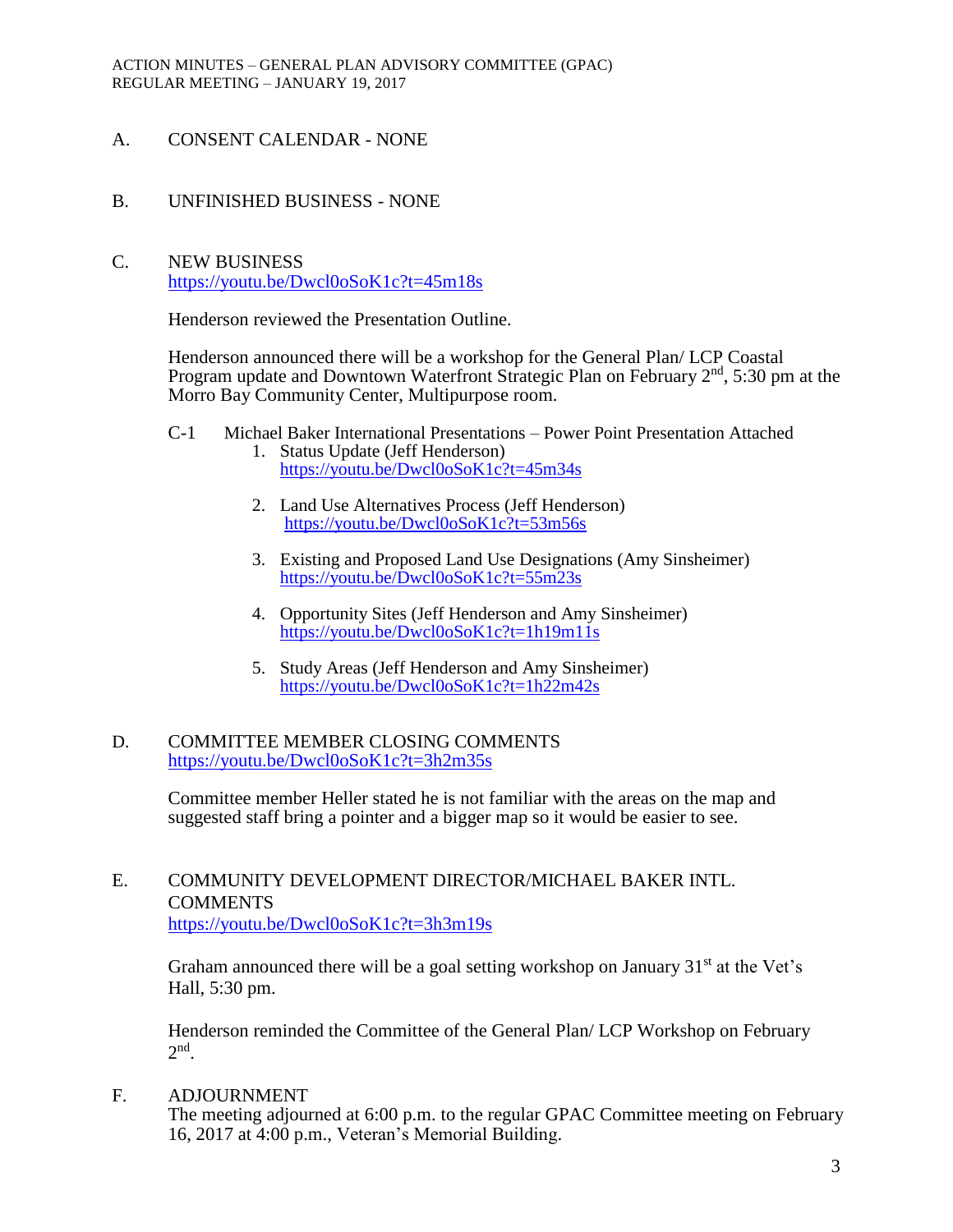A. CONSENT CALENDAR - NONE

B. UNFINISHED BUSINESS - NONE

C. NEW BUSINESS
https://youtu.be/Dwcl0oSoK1c?t=45m18s

Henderson reviewed the Presentation Outline.

Henderson announced there will be a workshop for the General Plan/ LCP Coastal Program update and Downtown Waterfront Strategic Plan on February 2nd, 5:30 pm at the Morro Bay Community Center, Multipurpose room.

C-1 Michael Baker International Presentations – Power Point Presentation Attached

1. Status Update (Jeff Henderson)
   https://youtu.be/Dwcl0oSoK1c?t=45m34s

2. Land Use Alternatives Process (Jeff Henderson)
   https://youtu.be/Dwcl0oSoK1c?t=53m56s

3. Existing and Proposed Land Use Designations (Amy Sinsheimer)
   https://youtu.be/Dwcl0oSoK1c?t=55m23s

4. Opportunity Sites (Jeff Henderson and Amy Sinsheimer)
   https://youtu.be/Dwcl0oSoK1c?t=1h19m11s

5. Study Areas (Jeff Henderson and Amy Sinsheimer)
   https://youtu.be/Dwcl0oSoK1c?t=1h22m42s

D. COMMITTEE MEMBER CLOSING COMMENTS
https://youtu.be/Dwcl0oSoK1c?t=3h2m35s

Committee member Heller stated he is not familiar with the areas on the map and suggested staff bring a pointer and a bigger map so it would be easier to see.

E. COMMUNITY DEVELOPMENT DIRECTOR/MICHAEL BAKER INTL. COMMENTS
https://youtu.be/Dwcl0oSoK1c?t=3h3m19s

Graham announced there will be a goal setting workshop on January 31st at the Vet's Hall, 5:30 pm.

Henderson reminded the Committee of the General Plan/ LCP Workshop on February 2nd.

F. ADJOURNMENT
The meeting adjourned at 6:00 p.m. to the regular GPAC Committee meeting on February 16, 2017 at 4:00 p.m., Veteran's Memorial Building.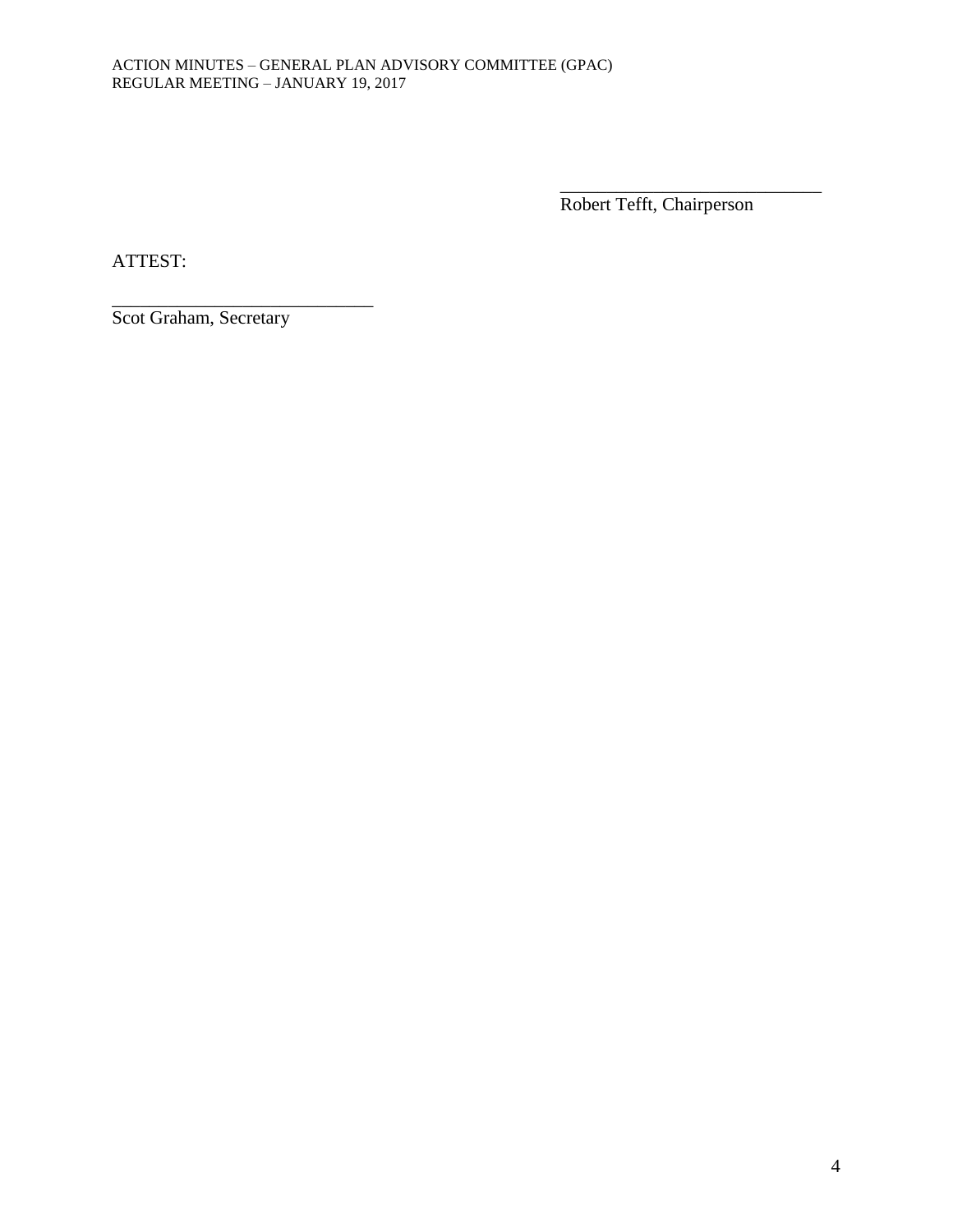\_\_\_\_\_\_\_\_\_\_\_\_\_\_\_\_\_\_\_\_\_\_\_\_\_\_\_\_\_\_

Robert Tefft, Chairperson

ATTEST:

\_\_\_\_\_\_\_\_\_\_\_\_\_\_\_\_\_\_\_\_\_\_\_\_\_\_\_\_\_\_

Scot Graham, Secretary